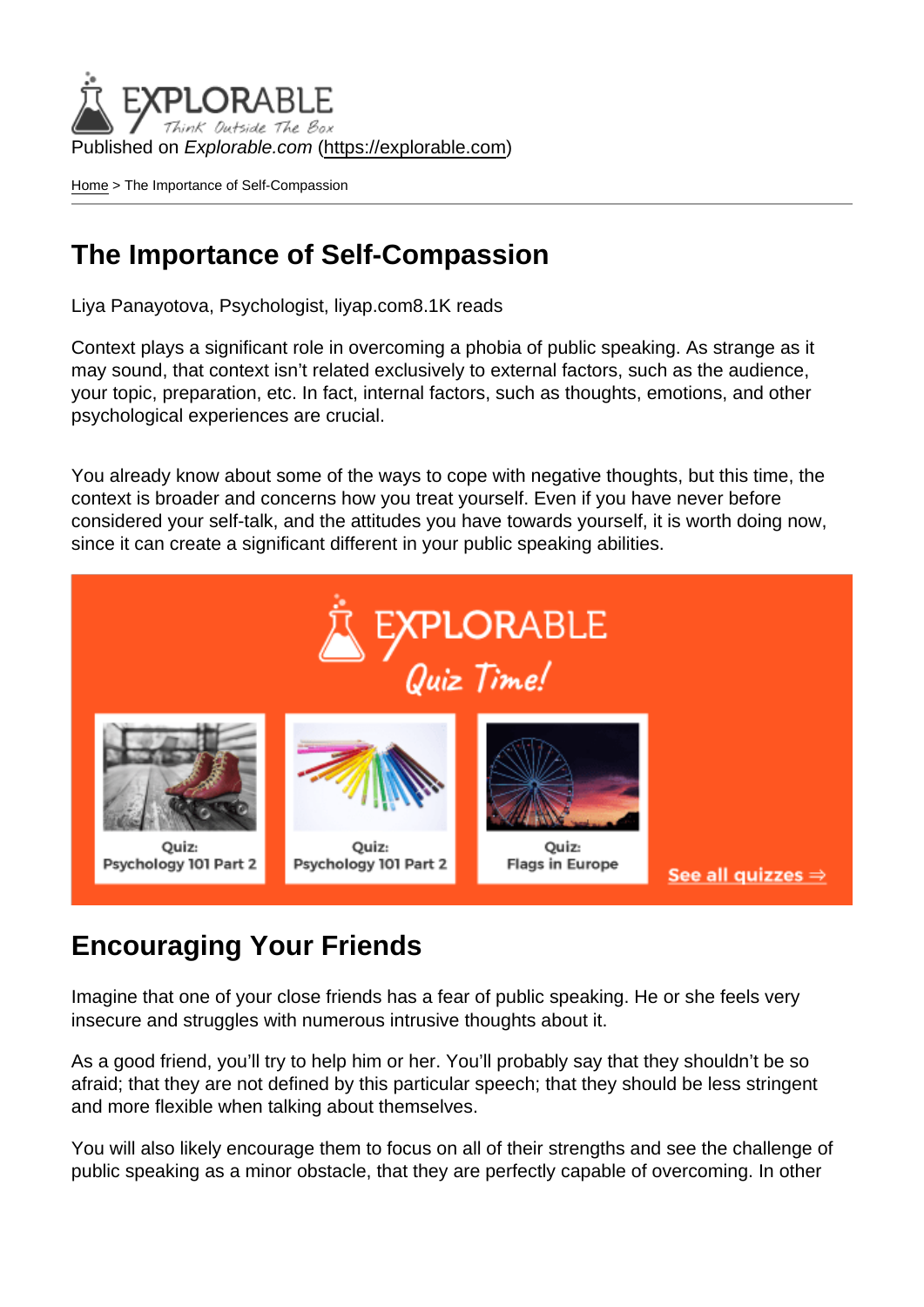Published on *Explorable.com* (https://explorable.com)

Home > The Importance of Self-Compassion

# The Importance of Self-Compassion

Liya Panayotova, Psychologist, liyap.com8.1K reads

Context plays a significant role in overcoming a phobia of public speaking. As strange as it may sound, that context isn't related exclusively to external factors, such as the audience, your topic, preparation, etc. In fact, internal factors, such as thoughts, emotions, and other psychological experiences are crucial.

You already know about some of the ways to cope with negative thoughts, but this time, the context is broader and concerns how you treat yourself. Even if you have never before considered your self-talk, and the attitudes you have towards yourself, it is worth doing now, since it can create a significant different in your public speaking abilities.

## Encouraging Your Friends

Imagine that one of your close friends has a fear of public speaking. He or she feels very insecure and struggles with numerous intrusive thoughts about it.

As a good friend, you'll try to help him or her. You'll probably say that they shouldn't be so afraid; that they are not defined by this particular speech; that they should be less stringent and more flexible when talking about themselves.

You will also likely encourage them to focus on all of their strengths and see the challenge of public speaking as a minor obstacle, that they are perfectly capable of overcoming. In other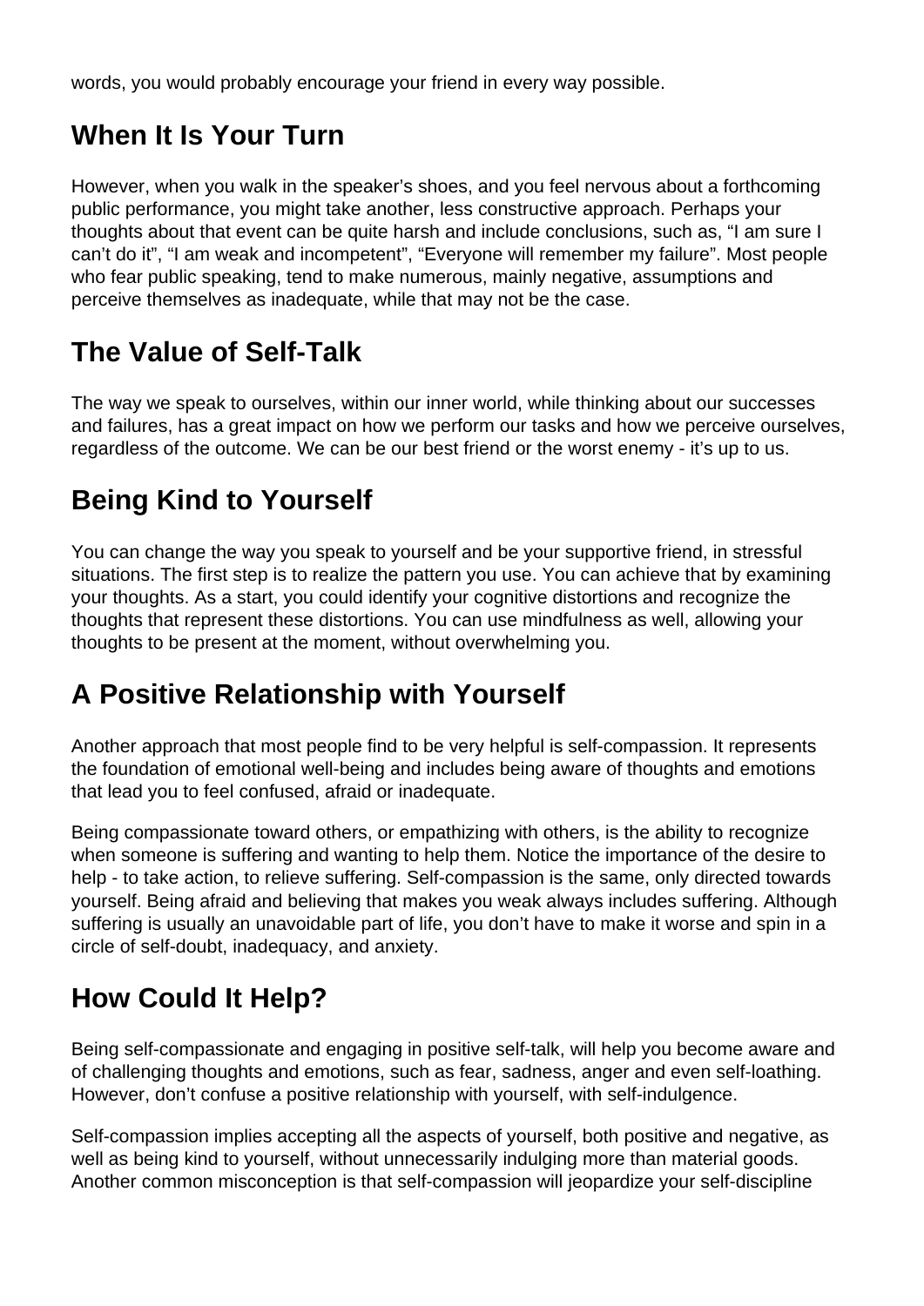words, you would probably encourage your friend in every way possible.

## When It Is Your Turn

However, when you walk in the speaker's shoes, and you feel nervous about a forthcoming public performance, you might take another, less constructive approach. Perhaps your thoughts about that event can be quite harsh and include conclusions, such as, "I am sure I can't do it", "I am weak and incompetent", "Everyone will remember my failure". Most people who fear public speaking, tend to make numerous, mainly negative, assumptions and perceive themselves as inadequate, while that may not be the case.

## The Value of Self-Talk

The way we speak to ourselves, within our inner world, while thinking about our successes and failures, has a great impact on how we perform our tasks and how we perceive ourselves, regardless of the outcome. We can be our best friend or the worst enemy - it's up to us.

## Being Kind to Yourself

You can change the way you speak to yourself and be your supportive friend, in stressful situations. The first step is to realize the pattern you use. You can achieve that by examining your thoughts. As a start, you could identify your cognitive distortions and recognize the thoughts that represent these distortions. You can use mindfulness as well, allowing your thoughts to be present at the moment, without overwhelming you.

## A Positive Relationship with Yourself

Another approach that most people find to be very helpful is self-compassion. It represents the foundation of emotional well-being and includes being aware of thoughts and emotions that lead you to feel confused, afraid or inadequate.

Being compassionate toward others, or empathizing with others, is the ability to recognize when someone is suffering and wanting to help them. Notice the importance of the desire to help - to take action, to relieve suffering. Self-compassion is the same, only directed towards yourself. Being afraid and believing that makes you weak always includes suffering. Although suffering is usually an unavoidable part of life, you don't have to make it worse and spin in a circle of self-doubt, inadequacy, and anxiety.

## How Could It Help?

Being self-compassionate and engaging in positive self-talk, will help you become aware and of challenging thoughts and emotions, such as fear, sadness, anger and even self-loathing. However, don't confuse a positive relationship with yourself, with self-indulgence.

Self-compassion implies accepting all the aspects of yourself, both positive and negative, as well as being kind to yourself, without unnecessarily indulging more than material goods. Another common misconception is that self-compassion will jeopardize your self-discipline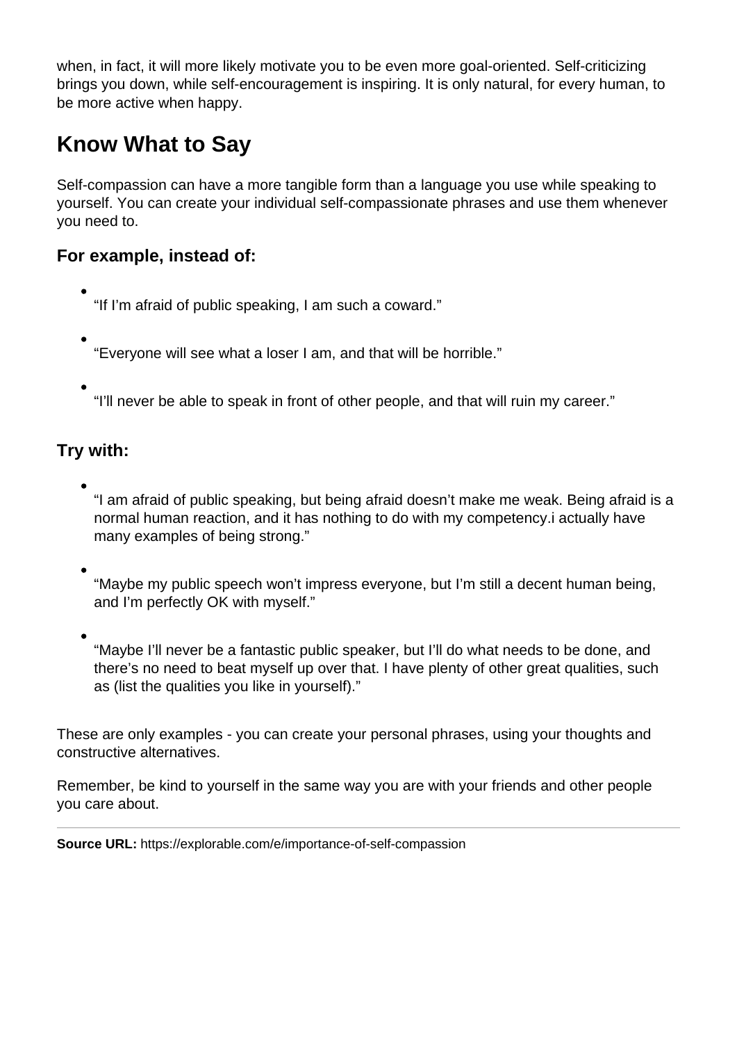when, in fact, it will more likely motivate you to be even more goal-oriented. Self-criticizing brings you down, while self-encouragement is inspiring. It is only natural, for every human, to be more active when happy.

## Know What to Say

Self-compassion can have a more tangible form than a language you use while speaking to yourself. You can create your individual self-compassionate phrases and use them whenever you need to.

### For example, instead of:

- “If I’m afraid of public speaking, I am such a coward.”
- “Everyone will see what a loser I am, and that will be horrible.”
- “I’ll never be able to speak in front of other people, and that will ruin my career.”

### Try with:

- “I am afraid of public speaking, but being afraid doesn’t make me weak. Being afraid is a normal human reaction, and it has nothing to do with my competency.i actually have many examples of being strong.”
- “Maybe my public speech won’t impress everyone, but I’m still a decent human being, and I’m perfectly OK with myself.”
- “Maybe I’ll never be a fantastic public speaker, but I’ll do what needs to be done, and there’s no need to beat myself up over that. I have plenty of other great qualities, such as (list the qualities you like in yourself).”

These are only examples - you can create your personal phrases, using your thoughts and constructive alternatives.

Remember, be kind to yourself in the same way you are with your friends and other people you care about.

---

**Source URL:** https://explorable.com/e/importance-of-self-compassion